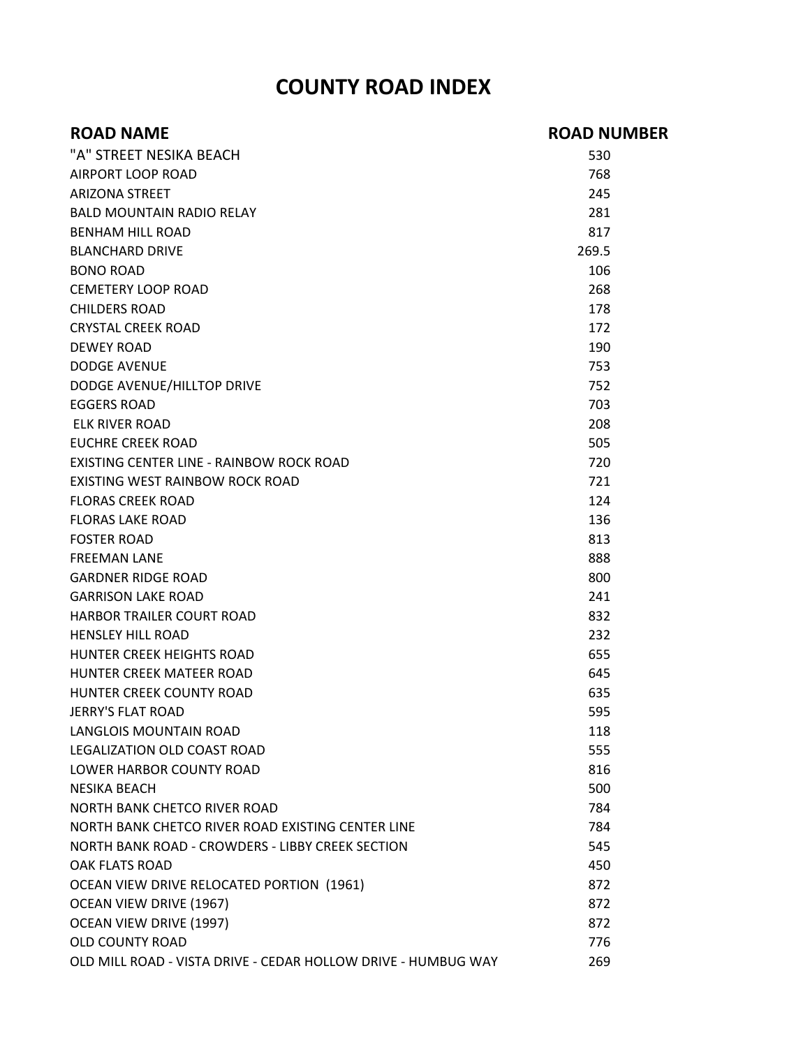# COUNTY ROAD INDEX

| ROAD NAME | ROAD NUMBER |
| --- | --- |
| "A" STREET NESIKA BEACH | 530 |
| AIRPORT LOOP ROAD | 768 |
| ARIZONA STREET | 245 |
| BALD MOUNTAIN RADIO RELAY | 281 |
| BENHAM HILL ROAD | 817 |
| BLANCHARD DRIVE | 269.5 |
| BONO ROAD | 106 |
| CEMETERY LOOP ROAD | 268 |
| CHILDERS ROAD | 178 |
| CRYSTAL CREEK ROAD | 172 |
| DEWEY ROAD | 190 |
| DODGE AVENUE | 753 |
| DODGE AVENUE/HILLTOP DRIVE | 752 |
| EGGERS ROAD | 703 |
| ELK RIVER ROAD | 208 |
| EUCHRE CREEK ROAD | 505 |
| EXISTING CENTER LINE - RAINBOW ROCK ROAD | 720 |
| EXISTING WEST RAINBOW ROCK ROAD | 721 |
| FLORAS CREEK ROAD | 124 |
| FLORAS LAKE ROAD | 136 |
| FOSTER ROAD | 813 |
| FREEMAN LANE | 888 |
| GARDNER RIDGE ROAD | 800 |
| GARRISON LAKE ROAD | 241 |
| HARBOR TRAILER COURT ROAD | 832 |
| HENSLEY HILL ROAD | 232 |
| HUNTER CREEK HEIGHTS ROAD | 655 |
| HUNTER CREEK MATEER ROAD | 645 |
| HUNTER CREEK COUNTY ROAD | 635 |
| JERRY'S FLAT ROAD | 595 |
| LANGLOIS MOUNTAIN ROAD | 118 |
| LEGALIZATION OLD COAST ROAD | 555 |
| LOWER HARBOR COUNTY ROAD | 816 |
| NESIKA BEACH | 500 |
| NORTH BANK CHETCO RIVER ROAD | 784 |
| NORTH BANK CHETCO RIVER ROAD EXISTING CENTER LINE | 784 |
| NORTH BANK ROAD - CROWDERS - LIBBY CREEK SECTION | 545 |
| OAK FLATS ROAD | 450 |
| OCEAN VIEW DRIVE RELOCATED PORTION (1961) | 872 |
| OCEAN VIEW DRIVE (1967) | 872 |
| OCEAN VIEW DRIVE (1997) | 872 |
| OLD COUNTY ROAD | 776 |
| OLD MILL ROAD - VISTA DRIVE - CEDAR HOLLOW DRIVE - HUMBUG WAY | 269 |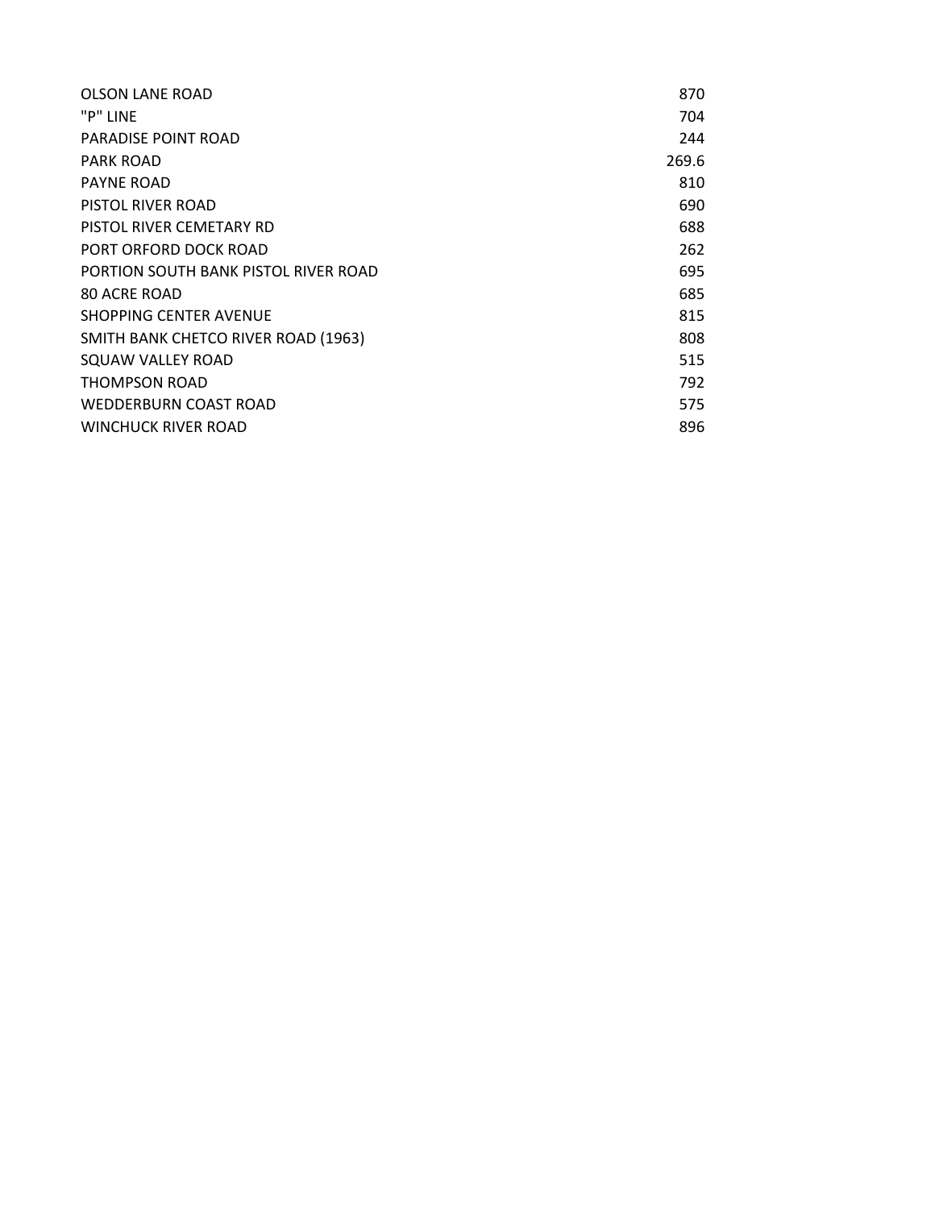| | |
|---|---|
| OLSON LANE ROAD | 870 |
| "P" LINE | 704 |
| PARADISE POINT ROAD | 244 |
| PARK ROAD | 269.6 |
| PAYNE ROAD | 810 |
| PISTOL RIVER ROAD | 690 |
| PISTOL RIVER CEMETARY RD | 688 |
| PORT ORFORD DOCK ROAD | 262 |
| PORTION SOUTH BANK PISTOL RIVER ROAD | 695 |
| 80 ACRE ROAD | 685 |
| SHOPPING CENTER AVENUE | 815 |
| SMITH BANK CHETCO RIVER ROAD (1963) | 808 |
| SQUAW VALLEY ROAD | 515 |
| THOMPSON ROAD | 792 |
| WEDDERBURN COAST ROAD | 575 |
| WINCHUCK RIVER ROAD | 896 |